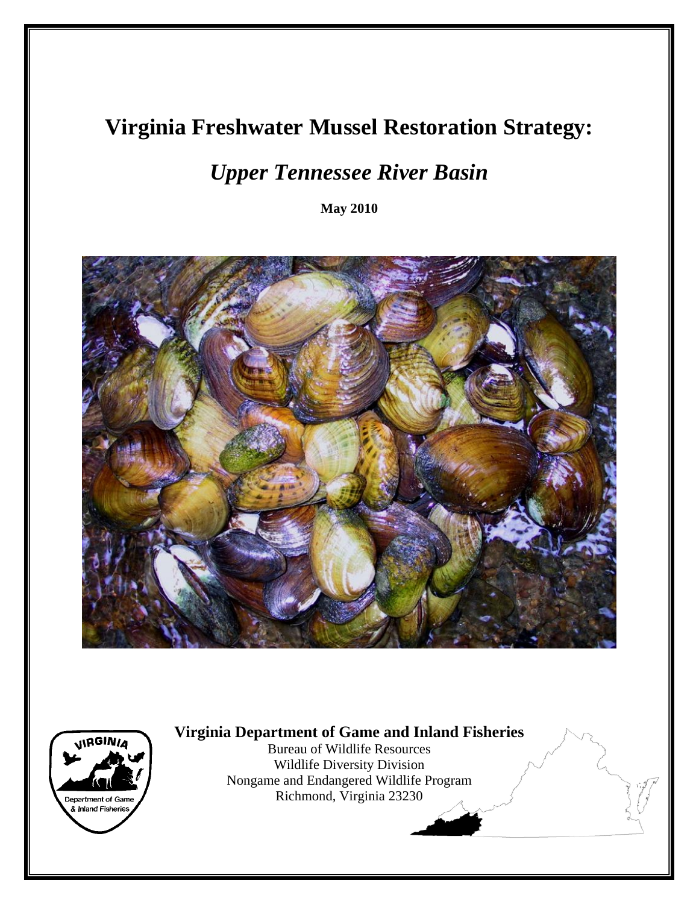# Virginia Freshwater Mussel Restoration Strategy:

## *Upper Tennessee River Basin*

**May 2010**

**Virginia Department of Game and Inland Fisheries**

Bureau of Wildlife Resources
Wildlife Diversity Division
Nongame and Endangered Wildlife Program
Richmond, Virginia 23230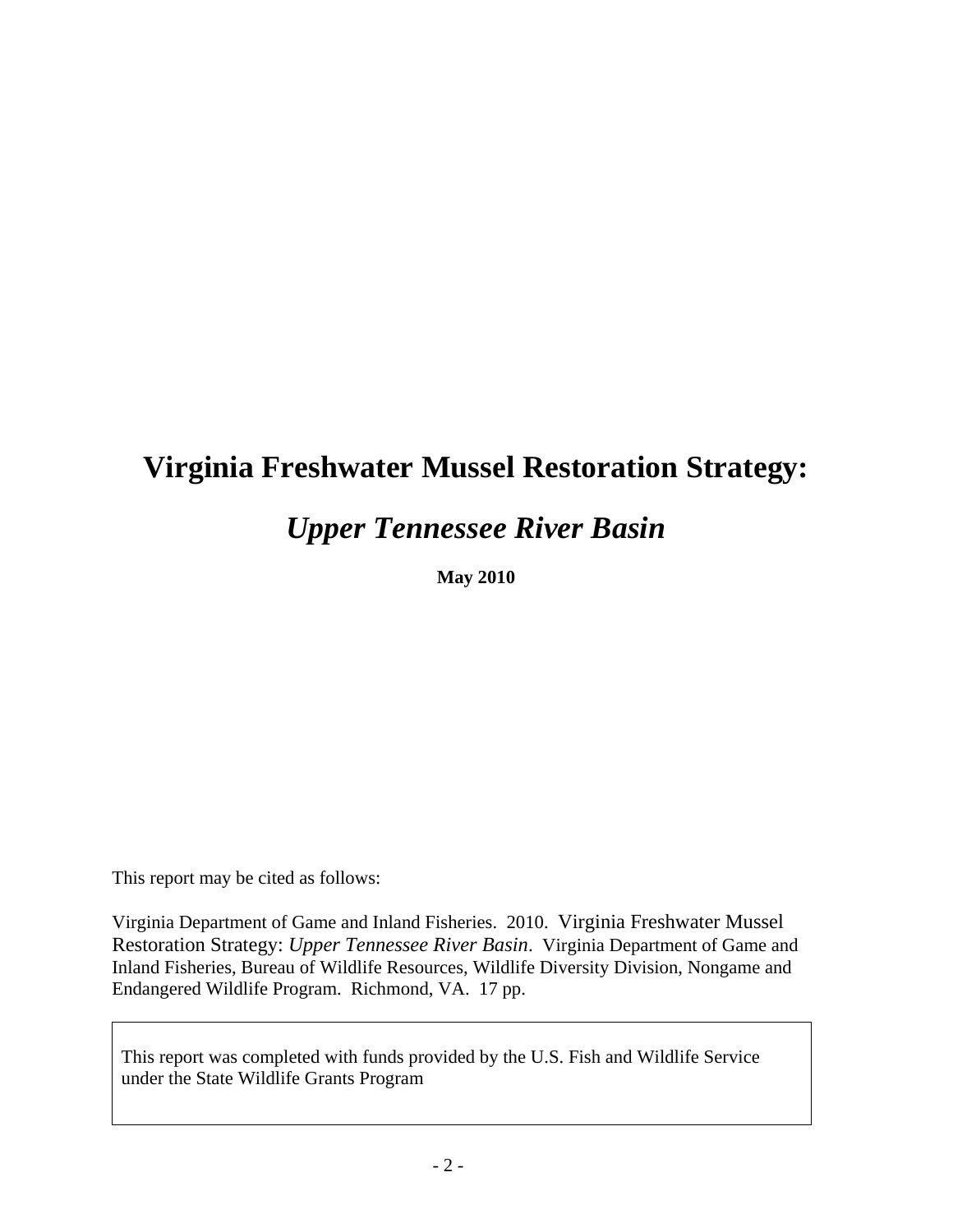# Virginia Freshwater Mussel Restoration Strategy:

## *Upper Tennessee River Basin*

**May 2010**

This report may be cited as follows:

Virginia Department of Game and Inland Fisheries. 2010. Virginia Freshwater Mussel Restoration Strategy: *Upper Tennessee River Basin*. Virginia Department of Game and Inland Fisheries, Bureau of Wildlife Resources, Wildlife Diversity Division, Nongame and Endangered Wildlife Program. Richmond, VA. 17 pp.

This report was completed with funds provided by the U.S. Fish and Wildlife Service under the State Wildlife Grants Program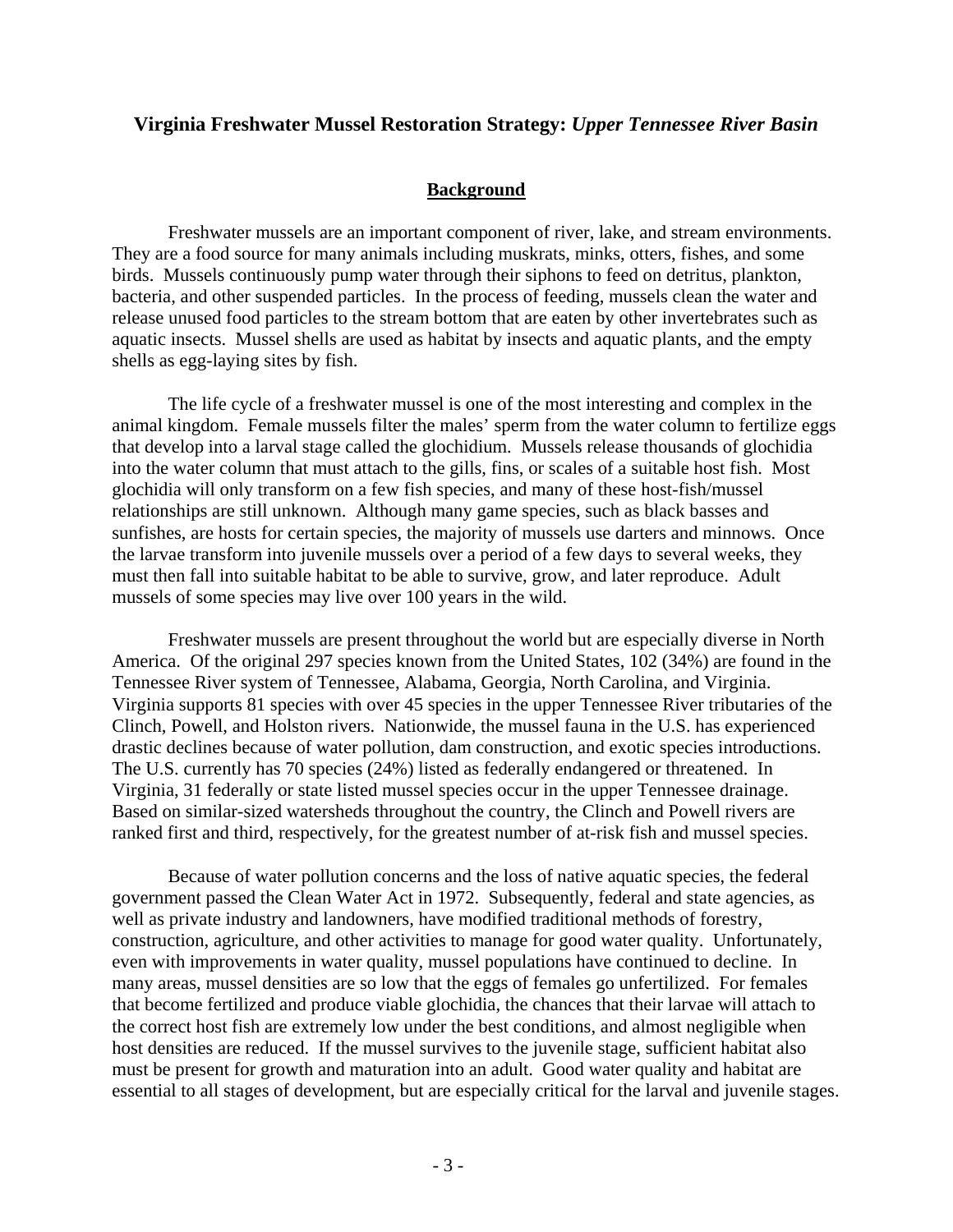# **Virginia Freshwater Mussel Restoration Strategy:** ***Upper Tennessee River Basin***

## Background

Freshwater mussels are an important component of river, lake, and stream environments. They are a food source for many animals including muskrats, minks, otters, fishes, and some birds. Mussels continuously pump water through their siphons to feed on detritus, plankton, bacteria, and other suspended particles. In the process of feeding, mussels clean the water and release unused food particles to the stream bottom that are eaten by other invertebrates such as aquatic insects. Mussel shells are used as habitat by insects and aquatic plants, and the empty shells as egg-laying sites by fish.

The life cycle of a freshwater mussel is one of the most interesting and complex in the animal kingdom. Female mussels filter the males' sperm from the water column to fertilize eggs that develop into a larval stage called the glochidium. Mussels release thousands of glochidia into the water column that must attach to the gills, fins, or scales of a suitable host fish. Most glochidia will only transform on a few fish species, and many of these host-fish/mussel relationships are still unknown. Although many game species, such as black basses and sunfishes, are hosts for certain species, the majority of mussels use darters and minnows. Once the larvae transform into juvenile mussels over a period of a few days to several weeks, they must then fall into suitable habitat to be able to survive, grow, and later reproduce. Adult mussels of some species may live over 100 years in the wild.

Freshwater mussels are present throughout the world but are especially diverse in North America. Of the original 297 species known from the United States, 102 (34%) are found in the Tennessee River system of Tennessee, Alabama, Georgia, North Carolina, and Virginia. Virginia supports 81 species with over 45 species in the upper Tennessee River tributaries of the Clinch, Powell, and Holston rivers. Nationwide, the mussel fauna in the U.S. has experienced drastic declines because of water pollution, dam construction, and exotic species introductions. The U.S. currently has 70 species (24%) listed as federally endangered or threatened. In Virginia, 31 federally or state listed mussel species occur in the upper Tennessee drainage. Based on similar-sized watersheds throughout the country, the Clinch and Powell rivers are ranked first and third, respectively, for the greatest number of at-risk fish and mussel species.

Because of water pollution concerns and the loss of native aquatic species, the federal government passed the Clean Water Act in 1972. Subsequently, federal and state agencies, as well as private industry and landowners, have modified traditional methods of forestry, construction, agriculture, and other activities to manage for good water quality. Unfortunately, even with improvements in water quality, mussel populations have continued to decline. In many areas, mussel densities are so low that the eggs of females go unfertilized. For females that become fertilized and produce viable glochidia, the chances that their larvae will attach to the correct host fish are extremely low under the best conditions, and almost negligible when host densities are reduced. If the mussel survives to the juvenile stage, sufficient habitat also must be present for growth and maturation into an adult. Good water quality and habitat are essential to all stages of development, but are especially critical for the larval and juvenile stages.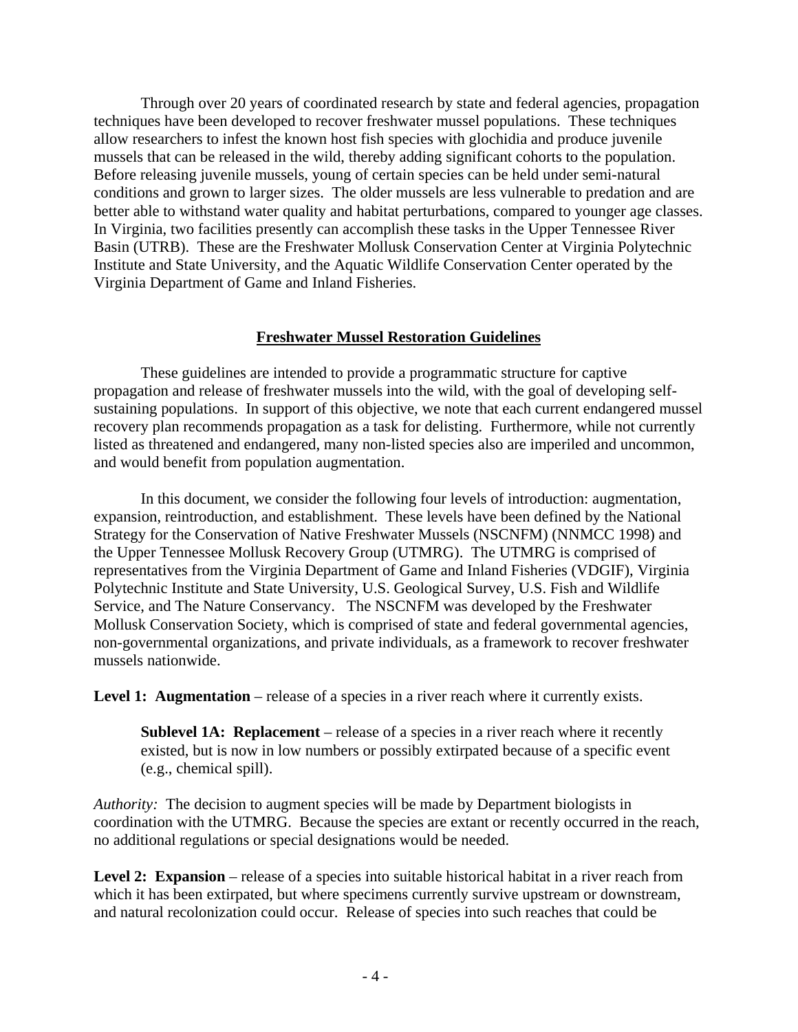Through over 20 years of coordinated research by state and federal agencies, propagation techniques have been developed to recover freshwater mussel populations. These techniques allow researchers to infest the known host fish species with glochidia and produce juvenile mussels that can be released in the wild, thereby adding significant cohorts to the population. Before releasing juvenile mussels, young of certain species can be held under semi-natural conditions and grown to larger sizes. The older mussels are less vulnerable to predation and are better able to withstand water quality and habitat perturbations, compared to younger age classes. In Virginia, two facilities presently can accomplish these tasks in the Upper Tennessee River Basin (UTRB). These are the Freshwater Mollusk Conservation Center at Virginia Polytechnic Institute and State University, and the Aquatic Wildlife Conservation Center operated by the Virginia Department of Game and Inland Fisheries.

## Freshwater Mussel Restoration Guidelines

These guidelines are intended to provide a programmatic structure for captive propagation and release of freshwater mussels into the wild, with the goal of developing self-sustaining populations. In support of this objective, we note that each current endangered mussel recovery plan recommends propagation as a task for delisting. Furthermore, while not currently listed as threatened and endangered, many non-listed species also are imperiled and uncommon, and would benefit from population augmentation.

In this document, we consider the following four levels of introduction: augmentation, expansion, reintroduction, and establishment. These levels have been defined by the National Strategy for the Conservation of Native Freshwater Mussels (NSCNFM) (NNMCC 1998) and the Upper Tennessee Mollusk Recovery Group (UTMRG). The UTMRG is comprised of representatives from the Virginia Department of Game and Inland Fisheries (VDGIF), Virginia Polytechnic Institute and State University, U.S. Geological Survey, U.S. Fish and Wildlife Service, and The Nature Conservancy. The NSCNFM was developed by the Freshwater Mollusk Conservation Society, which is comprised of state and federal governmental agencies, non-governmental organizations, and private individuals, as a framework to recover freshwater mussels nationwide.

**Level 1: Augmentation** – release of a species in a river reach where it currently exists.

> **Sublevel 1A: Replacement** – release of a species in a river reach where it recently existed, but is now in low numbers or possibly extirpated because of a specific event (e.g., chemical spill).

*Authority:* The decision to augment species will be made by Department biologists in coordination with the UTMRG. Because the species are extant or recently occurred in the reach, no additional regulations or special designations would be needed.

**Level 2: Expansion** – release of a species into suitable historical habitat in a river reach from which it has been extirpated, but where specimens currently survive upstream or downstream, and natural recolonization could occur. Release of species into such reaches that could be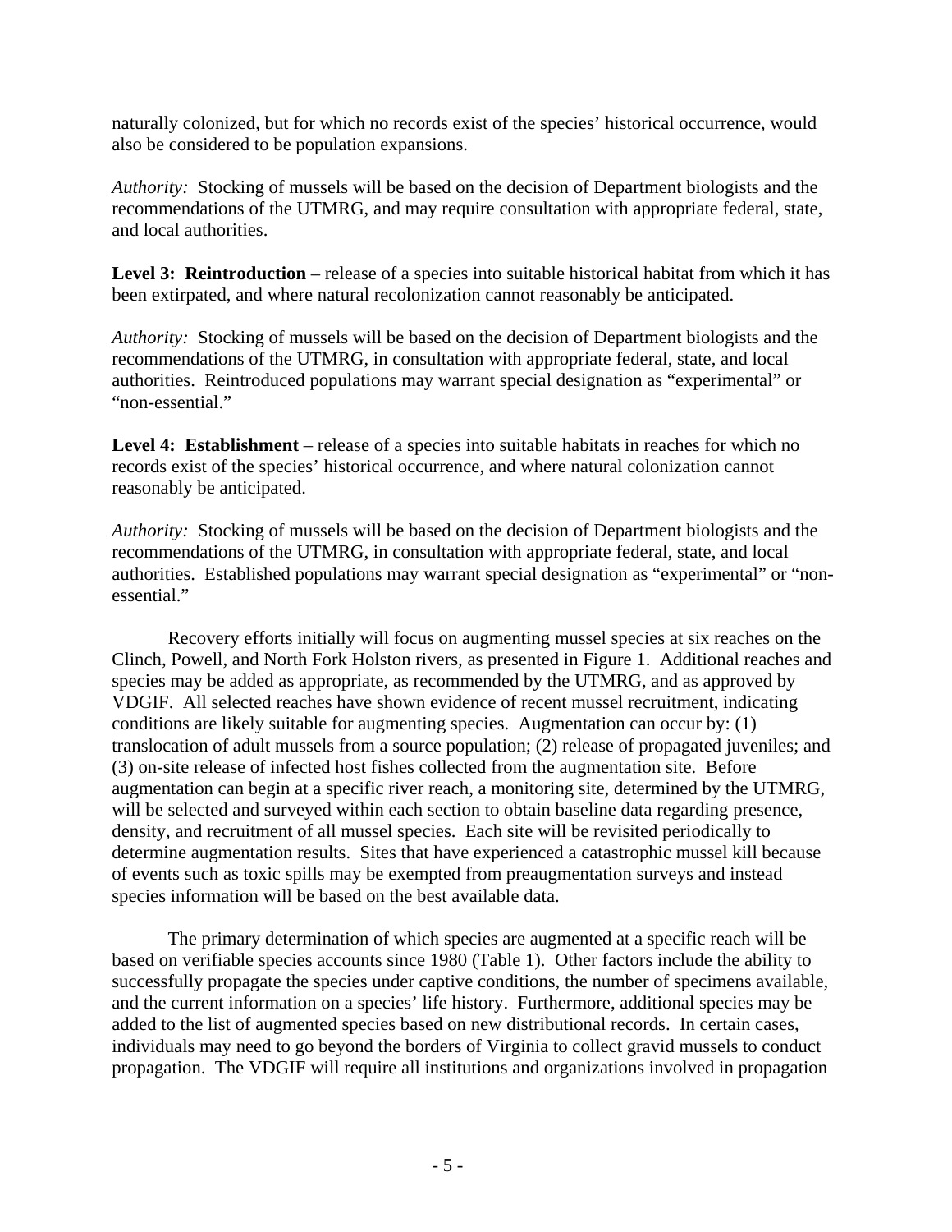naturally colonized, but for which no records exist of the species' historical occurrence, would also be considered to be population expansions.

*Authority:* Stocking of mussels will be based on the decision of Department biologists and the recommendations of the UTMRG, and may require consultation with appropriate federal, state, and local authorities.

**Level 3: Reintroduction** – release of a species into suitable historical habitat from which it has been extirpated, and where natural recolonization cannot reasonably be anticipated.

*Authority:* Stocking of mussels will be based on the decision of Department biologists and the recommendations of the UTMRG, in consultation with appropriate federal, state, and local authorities. Reintroduced populations may warrant special designation as "experimental" or "non-essential."

**Level 4: Establishment** – release of a species into suitable habitats in reaches for which no records exist of the species' historical occurrence, and where natural colonization cannot reasonably be anticipated.

*Authority:* Stocking of mussels will be based on the decision of Department biologists and the recommendations of the UTMRG, in consultation with appropriate federal, state, and local authorities. Established populations may warrant special designation as "experimental" or "non-essential."

Recovery efforts initially will focus on augmenting mussel species at six reaches on the Clinch, Powell, and North Fork Holston rivers, as presented in Figure 1. Additional reaches and species may be added as appropriate, as recommended by the UTMRG, and as approved by VDGIF. All selected reaches have shown evidence of recent mussel recruitment, indicating conditions are likely suitable for augmenting species. Augmentation can occur by: (1) translocation of adult mussels from a source population; (2) release of propagated juveniles; and (3) on-site release of infected host fishes collected from the augmentation site. Before augmentation can begin at a specific river reach, a monitoring site, determined by the UTMRG, will be selected and surveyed within each section to obtain baseline data regarding presence, density, and recruitment of all mussel species. Each site will be revisited periodically to determine augmentation results. Sites that have experienced a catastrophic mussel kill because of events such as toxic spills may be exempted from preaugmentation surveys and instead species information will be based on the best available data.

The primary determination of which species are augmented at a specific reach will be based on verifiable species accounts since 1980 (Table 1). Other factors include the ability to successfully propagate the species under captive conditions, the number of specimens available, and the current information on a species' life history. Furthermore, additional species may be added to the list of augmented species based on new distributional records. In certain cases, individuals may need to go beyond the borders of Virginia to collect gravid mussels to conduct propagation. The VDGIF will require all institutions and organizations involved in propagation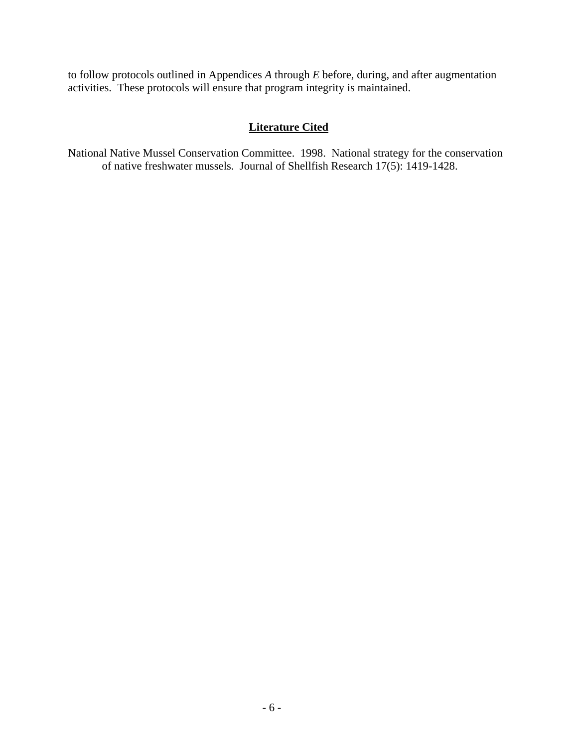to follow protocols outlined in Appendices *A* through *E* before, during, and after augmentation activities. These protocols will ensure that program integrity is maintained.

## **Literature Cited**

National Native Mussel Conservation Committee. 1998. National strategy for the conservation of native freshwater mussels. Journal of Shellfish Research 17(5): 1419-1428.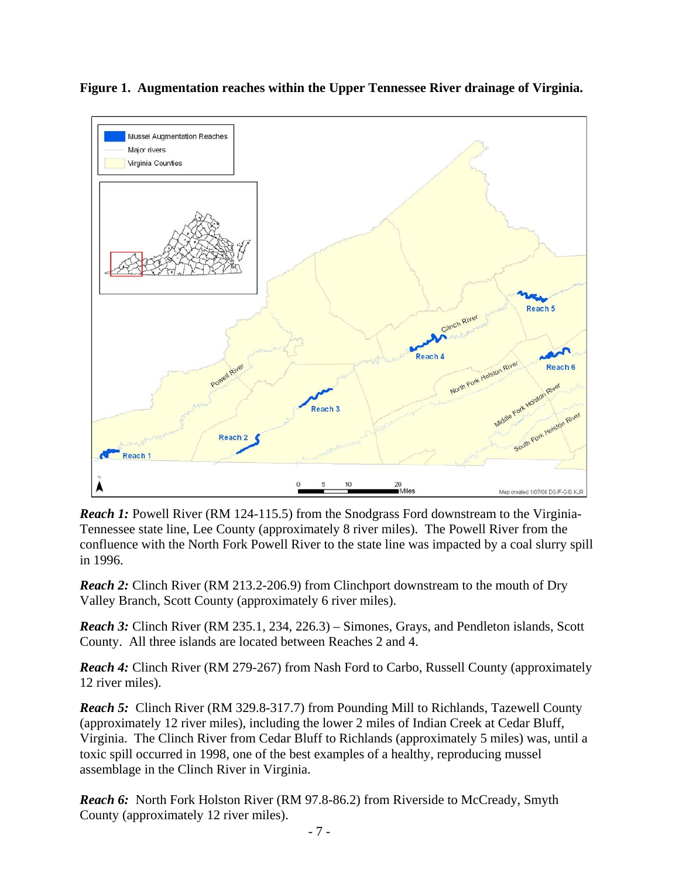**Figure 1. Augmentation reaches within the Upper Tennessee River drainage of Virginia.**

***Reach 1:*** Powell River (RM 124-115.5) from the Snodgrass Ford downstream to the Virginia-Tennessee state line, Lee County (approximately 8 river miles). The Powell River from the confluence with the North Fork Powell River to the state line was impacted by a coal slurry spill in 1996.

***Reach 2:*** Clinch River (RM 213.2-206.9) from Clinchport downstream to the mouth of Dry Valley Branch, Scott County (approximately 6 river miles).

***Reach 3:*** Clinch River (RM 235.1, 234, 226.3) – Simones, Grays, and Pendleton islands, Scott County. All three islands are located between Reaches 2 and 4.

***Reach 4:*** Clinch River (RM 279-267) from Nash Ford to Carbo, Russell County (approximately 12 river miles).

***Reach 5:*** Clinch River (RM 329.8-317.7) from Pounding Mill to Richlands, Tazewell County (approximately 12 river miles), including the lower 2 miles of Indian Creek at Cedar Bluff, Virginia. The Clinch River from Cedar Bluff to Richlands (approximately 5 miles) was, until a toxic spill occurred in 1998, one of the best examples of a healthy, reproducing mussel assemblage in the Clinch River in Virginia.

***Reach 6:*** North Fork Holston River (RM 97.8-86.2) from Riverside to McCready, Smyth County (approximately 12 river miles).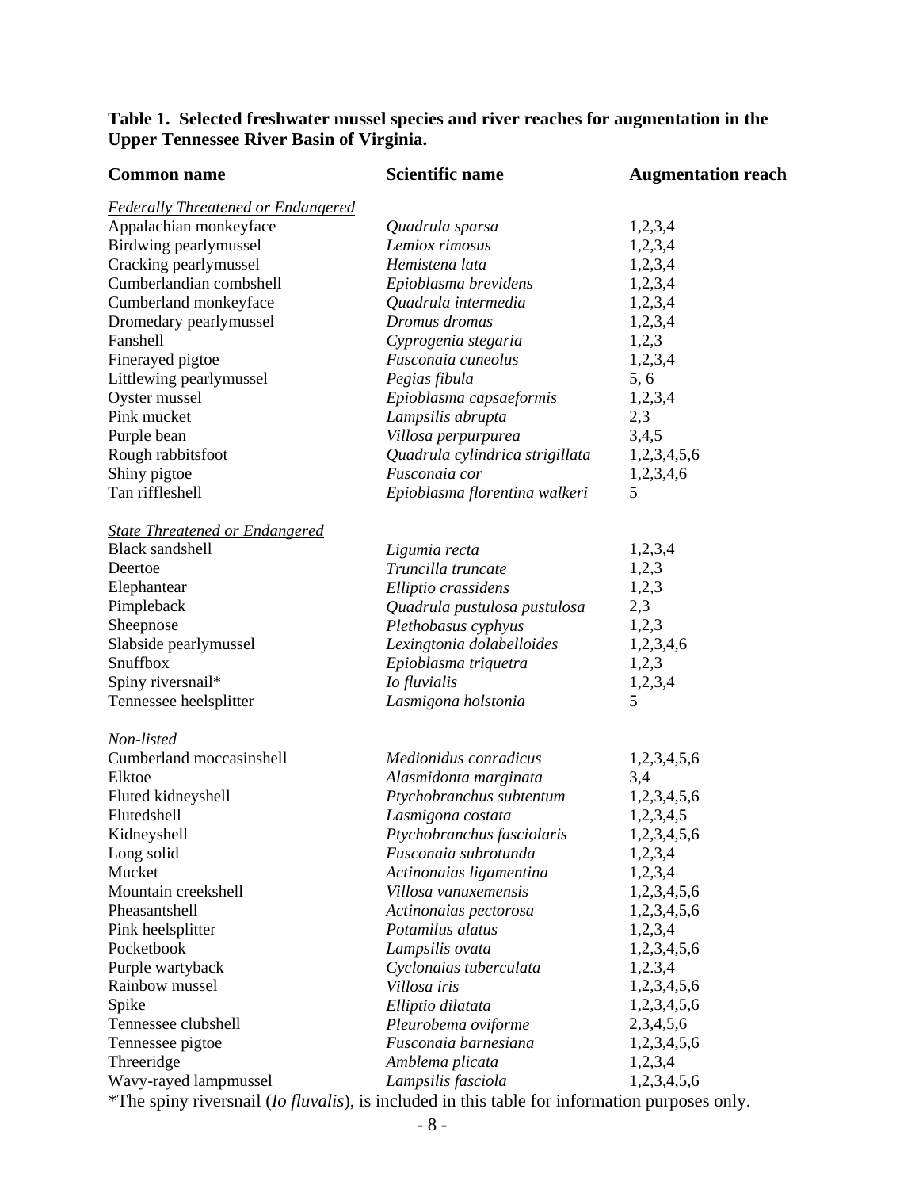**Table 1. Selected freshwater mussel species and river reaches for augmentation in the Upper Tennessee River Basin of Virginia.**

| Common name | Scientific name | Augmentation reach |
|---|---|---|
| *Federally Threatened or Endangered* | | |
| Appalachian monkeyface | *Quadrula sparsa* | 1,2,3,4 |
| Birdwing pearlymussel | *Lemiox rimosus* | 1,2,3,4 |
| Cracking pearlymussel | *Hemistena lata* | 1,2,3,4 |
| Cumberlandian combshell | *Epioblasma brevidens* | 1,2,3,4 |
| Cumberland monkeyface | *Quadrula intermedia* | 1,2,3,4 |
| Dromedary pearlymussel | *Dromus dromas* | 1,2,3,4 |
| Fanshell | *Cyprogenia stegaria* | 1,2,3 |
| Finerayed pigtoe | *Fusconaia cuneolus* | 1,2,3,4 |
| Littlewing pearlymussel | *Pegias fibula* | 5, 6 |
| Oyster mussel | *Epioblasma capsaeformis* | 1,2,3,4 |
| Pink mucket | *Lampsilis abrupta* | 2,3 |
| Purple bean | *Villosa perpurpurea* | 3,4,5 |
| Rough rabbitsfoot | *Quadrula cylindrica strigillata* | 1,2,3,4,5,6 |
| Shiny pigtoe | *Fusconaia cor* | 1,2,3,4,6 |
| Tan riffleshell | *Epioblasma florentina walkeri* | 5 |
| *State Threatened or Endangered* | | |
| Black sandshell | *Ligumia recta* | 1,2,3,4 |
| Deertoe | *Truncilla truncate* | 1,2,3 |
| Elephantear | *Elliptio crassidens* | 1,2,3 |
| Pimpleback | *Quadrula pustulosa pustulosa* | 2,3 |
| Sheepnose | *Plethobasus cyphyus* | 1,2,3 |
| Slabside pearlymussel | *Lexingtonia dolabelloides* | 1,2,3,4,6 |
| Snuffbox | *Epioblasma triquetra* | 1,2,3 |
| Spiny riversnail* | *Io fluvialis* | 1,2,3,4 |
| Tennessee heelsplitter | *Lasmigona holstonia* | 5 |
| *Non-listed* | | |
| Cumberland moccasinshell | *Medionidus conradicus* | 1,2,3,4,5,6 |
| Elktoe | *Alasmidonta marginata* | 3,4 |
| Fluted kidneyshell | *Ptychobranchus subtentum* | 1,2,3,4,5,6 |
| Flutedshell | *Lasmigona costata* | 1,2,3,4,5 |
| Kidneyshell | *Ptychobranchus fasciolaris* | 1,2,3,4,5,6 |
| Long solid | *Fusconaia subrotunda* | 1,2,3,4 |
| Mucket | *Actinonaias ligamentina* | 1,2,3,4 |
| Mountain creekshell | *Villosa vanuxemensis* | 1,2,3,4,5,6 |
| Pheasantshell | *Actinonaias pectorosa* | 1,2,3,4,5,6 |
| Pink heelsplitter | *Potamilus alatus* | 1,2,3,4 |
| Pocketbook | *Lampsilis ovata* | 1,2,3,4,5,6 |
| Purple wartyback | *Cyclonaias tuberculata* | 1,2.3,4 |
| Rainbow mussel | *Villosa iris* | 1,2,3,4,5,6 |
| Spike | *Elliptio dilatata* | 1,2,3,4,5,6 |
| Tennessee clubshell | *Pleurobema oviforme* | 2,3,4,5,6 |
| Tennessee pigtoe | *Fusconaia barnesiana* | 1,2,3,4,5,6 |
| Threeridge | *Amblema plicata* | 1,2,3,4 |
| Wavy-rayed lampmussel | *Lampsilis fasciola* | 1,2,3,4,5,6 |

*The spiny riversnail (*Io fluvalis*), is included in this table for information purposes only.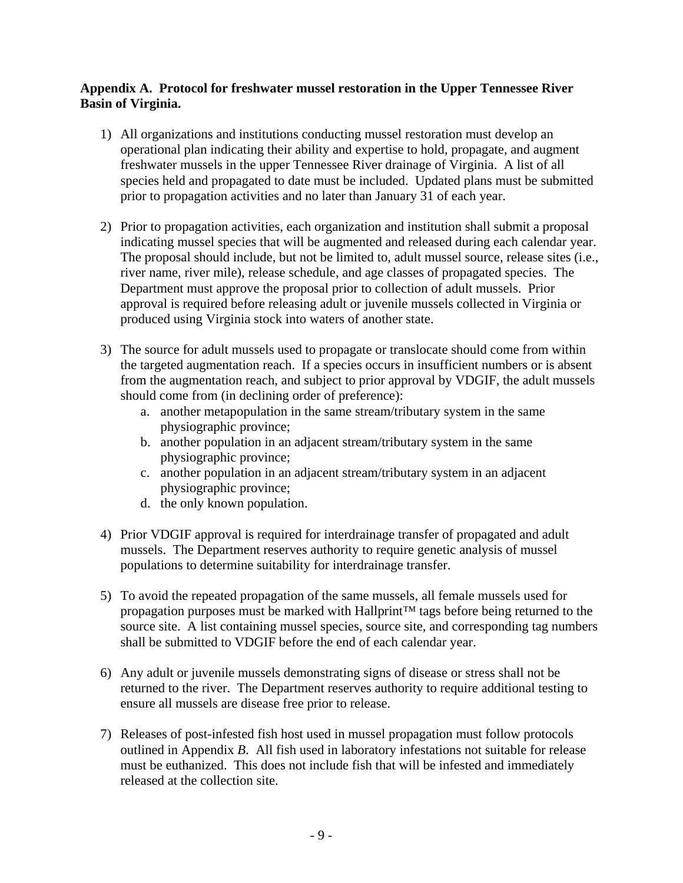**Appendix A. Protocol for freshwater mussel restoration in the Upper Tennessee River Basin of Virginia.**

1) All organizations and institutions conducting mussel restoration must develop an operational plan indicating their ability and expertise to hold, propagate, and augment freshwater mussels in the upper Tennessee River drainage of Virginia. A list of all species held and propagated to date must be included. Updated plans must be submitted prior to propagation activities and no later than January 31 of each year.

2) Prior to propagation activities, each organization and institution shall submit a proposal indicating mussel species that will be augmented and released during each calendar year. The proposal should include, but not be limited to, adult mussel source, release sites (i.e., river name, river mile), release schedule, and age classes of propagated species. The Department must approve the proposal prior to collection of adult mussels. Prior approval is required before releasing adult or juvenile mussels collected in Virginia or produced using Virginia stock into waters of another state.

3) The source for adult mussels used to propagate or translocate should come from within the targeted augmentation reach. If a species occurs in insufficient numbers or is absent from the augmentation reach, and subject to prior approval by VDGIF, the adult mussels should come from (in declining order of preference):
   a. another metapopulation in the same stream/tributary system in the same physiographic province;
   b. another population in an adjacent stream/tributary system in the same physiographic province;
   c. another population in an adjacent stream/tributary system in an adjacent physiographic province;
   d. the only known population.

4) Prior VDGIF approval is required for interdrainage transfer of propagated and adult mussels. The Department reserves authority to require genetic analysis of mussel populations to determine suitability for interdrainage transfer.

5) To avoid the repeated propagation of the same mussels, all female mussels used for propagation purposes must be marked with Hallprint™ tags before being returned to the source site. A list containing mussel species, source site, and corresponding tag numbers shall be submitted to VDGIF before the end of each calendar year.

6) Any adult or juvenile mussels demonstrating signs of disease or stress shall not be returned to the river. The Department reserves authority to require additional testing to ensure all mussels are disease free prior to release.

7) Releases of post-infested fish host used in mussel propagation must follow protocols outlined in Appendix *B*. All fish used in laboratory infestations not suitable for release must be euthanized. This does not include fish that will be infested and immediately released at the collection site.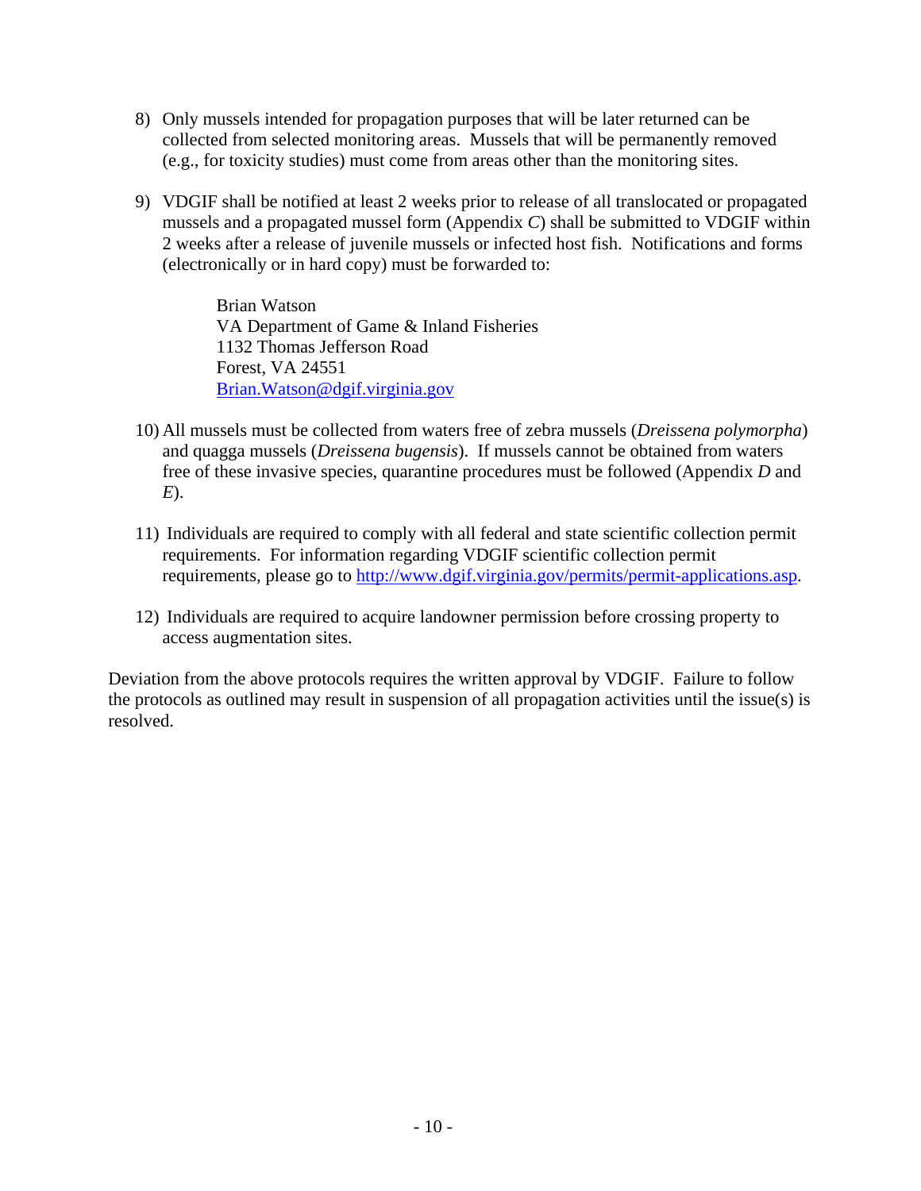8) Only mussels intended for propagation purposes that will be later returned can be collected from selected monitoring areas. Mussels that will be permanently removed (e.g., for toxicity studies) must come from areas other than the monitoring sites.

9) VDGIF shall be notified at least 2 weeks prior to release of all translocated or propagated mussels and a propagated mussel form (Appendix *C*) shall be submitted to VDGIF within 2 weeks after a release of juvenile mussels or infected host fish. Notifications and forms (electronically or in hard copy) must be forwarded to:

   Brian Watson
   VA Department of Game & Inland Fisheries
   1132 Thomas Jefferson Road
   Forest, VA 24551
   Brian.Watson@dgif.virginia.gov

10) All mussels must be collected from waters free of zebra mussels (*Dreissena polymorpha*) and quagga mussels (*Dreissena bugensis*). If mussels cannot be obtained from waters free of these invasive species, quarantine procedures must be followed (Appendix *D* and *E*).

11) Individuals are required to comply with all federal and state scientific collection permit requirements. For information regarding VDGIF scientific collection permit requirements, please go to http://www.dgif.virginia.gov/permits/permit-applications.asp.

12) Individuals are required to acquire landowner permission before crossing property to access augmentation sites.

Deviation from the above protocols requires the written approval by VDGIF. Failure to follow the protocols as outlined may result in suspension of all propagation activities until the issue(s) is resolved.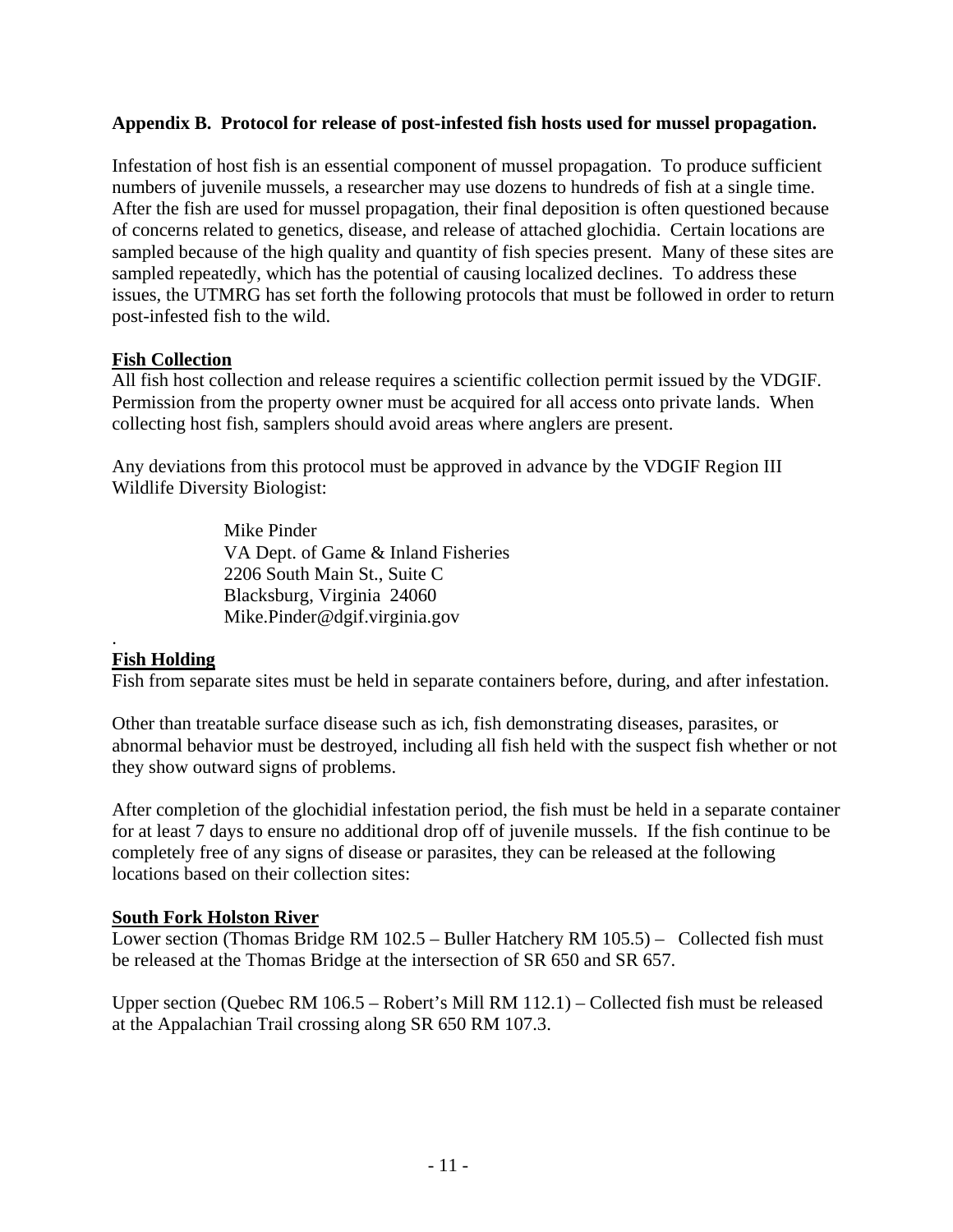**Appendix B. Protocol for release of post-infested fish hosts used for mussel propagation.**

Infestation of host fish is an essential component of mussel propagation. To produce sufficient numbers of juvenile mussels, a researcher may use dozens to hundreds of fish at a single time. After the fish are used for mussel propagation, their final deposition is often questioned because of concerns related to genetics, disease, and release of attached glochidia. Certain locations are sampled because of the high quality and quantity of fish species present. Many of these sites are sampled repeatedly, which has the potential of causing localized declines. To address these issues, the UTMRG has set forth the following protocols that must be followed in order to return post-infested fish to the wild.

**Fish Collection**

All fish host collection and release requires a scientific collection permit issued by the VDGIF. Permission from the property owner must be acquired for all access onto private lands. When collecting host fish, samplers should avoid areas where anglers are present.

Any deviations from this protocol must be approved in advance by the VDGIF Region III Wildlife Diversity Biologist:

Mike Pinder
VA Dept. of Game & Inland Fisheries
2206 South Main St., Suite C
Blacksburg, Virginia 24060
Mike.Pinder@dgif.virginia.gov

**Fish Holding**

Fish from separate sites must be held in separate containers before, during, and after infestation.

Other than treatable surface disease such as ich, fish demonstrating diseases, parasites, or abnormal behavior must be destroyed, including all fish held with the suspect fish whether or not they show outward signs of problems.

After completion of the glochidial infestation period, the fish must be held in a separate container for at least 7 days to ensure no additional drop off of juvenile mussels. If the fish continue to be completely free of any signs of disease or parasites, they can be released at the following locations based on their collection sites:

**South Fork Holston River**

Lower section (Thomas Bridge RM 102.5 – Buller Hatchery RM 105.5) – Collected fish must be released at the Thomas Bridge at the intersection of SR 650 and SR 657.

Upper section (Quebec RM 106.5 – Robert's Mill RM 112.1) – Collected fish must be released at the Appalachian Trail crossing along SR 650 RM 107.3.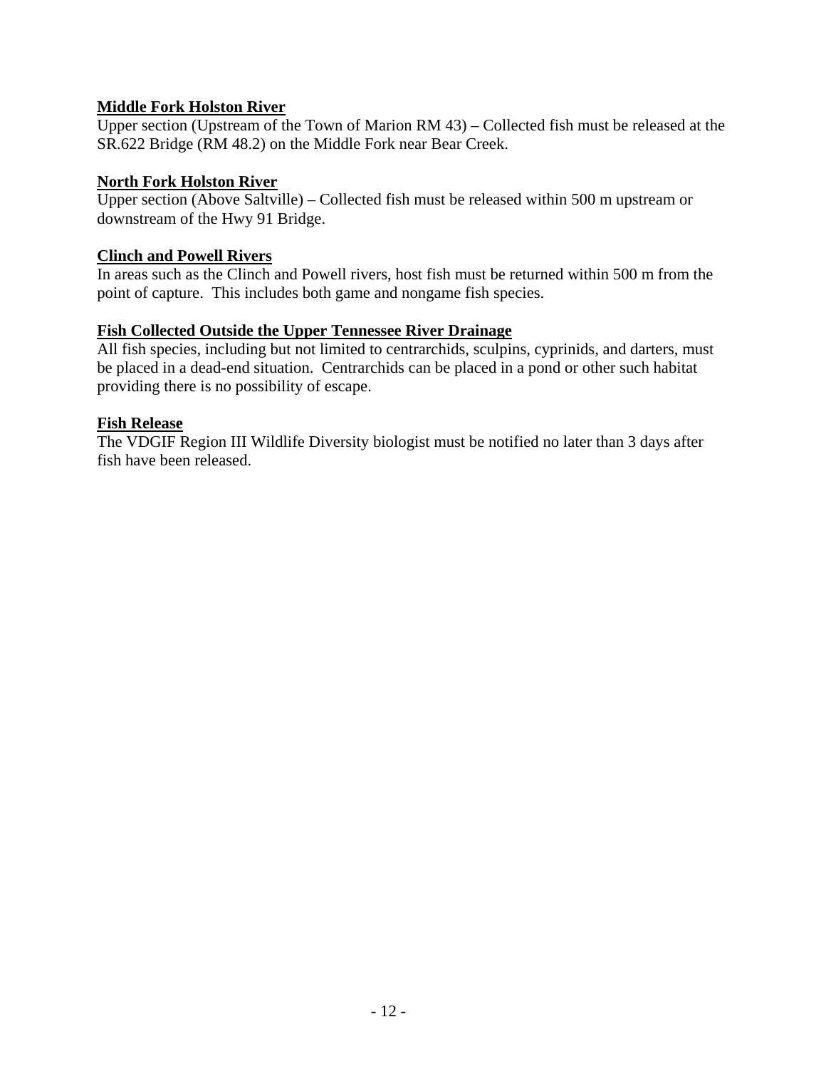**Middle Fork Holston River**

Upper section (Upstream of the Town of Marion RM 43) – Collected fish must be released at the SR.622 Bridge (RM 48.2) on the Middle Fork near Bear Creek.

**North Fork Holston River**

Upper section (Above Saltville) – Collected fish must be released within 500 m upstream or downstream of the Hwy 91 Bridge.

**Clinch and Powell Rivers**

In areas such as the Clinch and Powell rivers, host fish must be returned within 500 m from the point of capture. This includes both game and nongame fish species.

**Fish Collected Outside the Upper Tennessee River Drainage**

All fish species, including but not limited to centrarchids, sculpins, cyprinids, and darters, must be placed in a dead-end situation. Centrarchids can be placed in a pond or other such habitat providing there is no possibility of escape.

**Fish Release**

The VDGIF Region III Wildlife Diversity biologist must be notified no later than 3 days after fish have been released.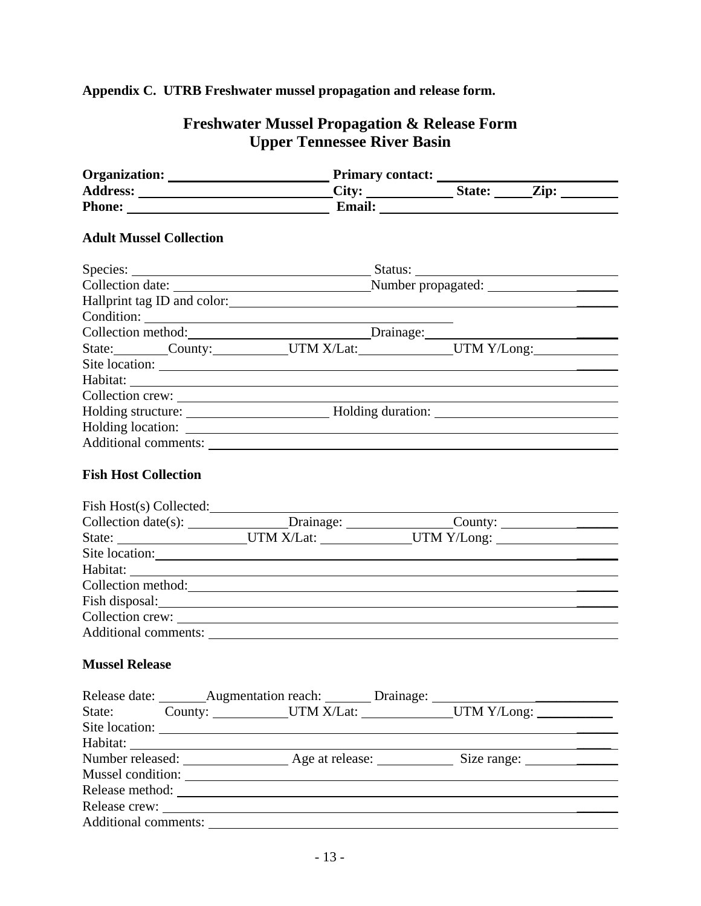**Appendix C. UTRB Freshwater mussel propagation and release form.**

# Freshwater Mussel Propagation & Release Form
# Upper Tennessee River Basin

**Organization:** ______________________ **Primary contact:** ______________________
**Address:** ______________________ **City:** ____________ **State:** _____ **Zip:** ________
**Phone:** ______________________ **Email:** ______________________

### Adult Mussel Collection

Species: ______________________ Status: ______________________
Collection date: ______________________ Number propagated: ______________________
Hallprint tag ID and color: ______________________
Condition: ______________________
Collection method: ______________________ Drainage: ______________________
State: ________ County: __________ UTM X/Lat: ____________ UTM Y/Long: ____________
Site location: ______________________
Habitat: ______________________
Collection crew: ______________________
Holding structure: ______________________ Holding duration: ______________________
Holding location: ______________________
Additional comments: ______________________

### Fish Host Collection

Fish Host(s) Collected: ______________________
Collection date(s): ______________ Drainage: ______________ County: ______________
State: __________________ UTM X/Lat: ____________ UTM Y/Long: ________________
Site location: ______________________
Habitat: ______________________
Collection method: ______________________
Fish disposal: ______________________
Collection crew: ______________________
Additional comments: ______________________

### Mussel Release

Release date: _______ Augmentation reach: _______ Drainage: ______________________
State: County: __________ UTM X/Lat: ____________ UTM Y/Long: ___________
Site location: ______________________
Habitat: ______________________
Number released: ______________ Age at release: ___________ Size range: ______________
Mussel condition: ______________________
Release method: ______________________
Release crew: ______________________
Additional comments: ______________________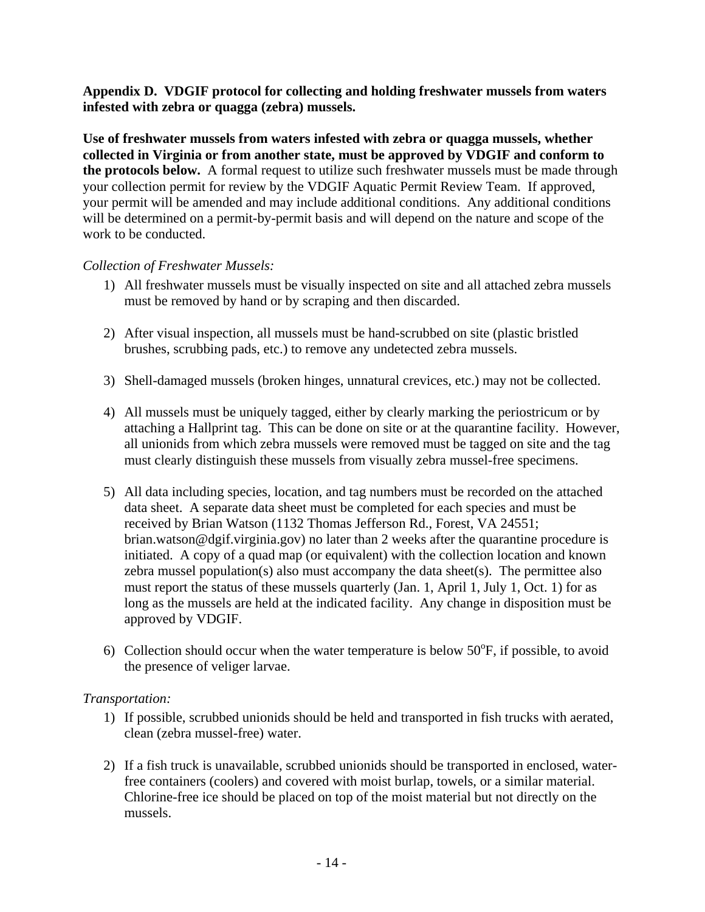**Appendix D. VDGIF protocol for collecting and holding freshwater mussels from waters infested with zebra or quagga (zebra) mussels.**

**Use of freshwater mussels from waters infested with zebra or quagga mussels, whether collected in Virginia or from another state, must be approved by VDGIF and conform to the protocols below.** A formal request to utilize such freshwater mussels must be made through your collection permit for review by the VDGIF Aquatic Permit Review Team. If approved, your permit will be amended and may include additional conditions. Any additional conditions will be determined on a permit-by-permit basis and will depend on the nature and scope of the work to be conducted.

*Collection of Freshwater Mussels:*

1) All freshwater mussels must be visually inspected on site and all attached zebra mussels must be removed by hand or by scraping and then discarded.

2) After visual inspection, all mussels must be hand-scrubbed on site (plastic bristled brushes, scrubbing pads, etc.) to remove any undetected zebra mussels.

3) Shell-damaged mussels (broken hinges, unnatural crevices, etc.) may not be collected.

4) All mussels must be uniquely tagged, either by clearly marking the periostricum or by attaching a Hallprint tag. This can be done on site or at the quarantine facility. However, all unionids from which zebra mussels were removed must be tagged on site and the tag must clearly distinguish these mussels from visually zebra mussel-free specimens.

5) All data including species, location, and tag numbers must be recorded on the attached data sheet. A separate data sheet must be completed for each species and must be received by Brian Watson (1132 Thomas Jefferson Rd., Forest, VA 24551; brian.watson@dgif.virginia.gov) no later than 2 weeks after the quarantine procedure is initiated. A copy of a quad map (or equivalent) with the collection location and known zebra mussel population(s) also must accompany the data sheet(s). The permittee also must report the status of these mussels quarterly (Jan. 1, April 1, July 1, Oct. 1) for as long as the mussels are held at the indicated facility. Any change in disposition must be approved by VDGIF.

6) Collection should occur when the water temperature is below 50°F, if possible, to avoid the presence of veliger larvae.

*Transportation:*

1) If possible, scrubbed unionids should be held and transported in fish trucks with aerated, clean (zebra mussel-free) water.

2) If a fish truck is unavailable, scrubbed unionids should be transported in enclosed, water-free containers (coolers) and covered with moist burlap, towels, or a similar material. Chlorine-free ice should be placed on top of the moist material but not directly on the mussels.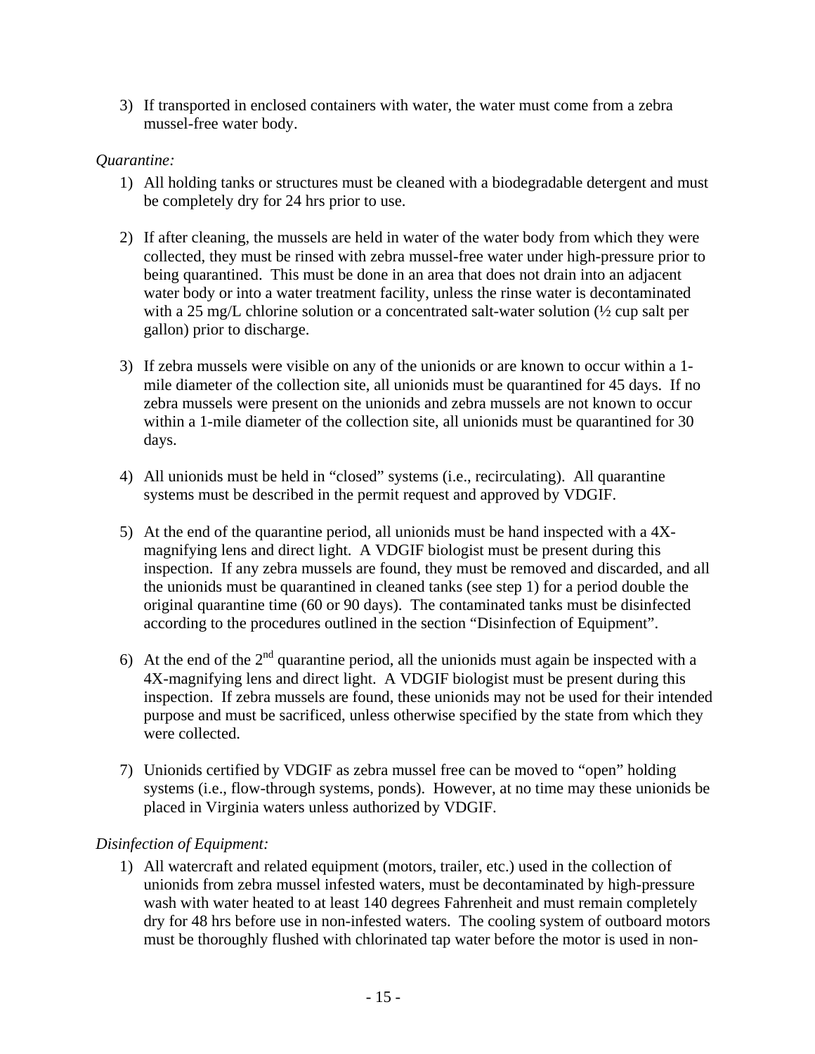3) If transported in enclosed containers with water, the water must come from a zebra mussel-free water body.

*Quarantine:*

1) All holding tanks or structures must be cleaned with a biodegradable detergent and must be completely dry for 24 hrs prior to use.

2) If after cleaning, the mussels are held in water of the water body from which they were collected, they must be rinsed with zebra mussel-free water under high-pressure prior to being quarantined. This must be done in an area that does not drain into an adjacent water body or into a water treatment facility, unless the rinse water is decontaminated with a 25 mg/L chlorine solution or a concentrated salt-water solution (½ cup salt per gallon) prior to discharge.

3) If zebra mussels were visible on any of the unionids or are known to occur within a 1-mile diameter of the collection site, all unionids must be quarantined for 45 days. If no zebra mussels were present on the unionids and zebra mussels are not known to occur within a 1-mile diameter of the collection site, all unionids must be quarantined for 30 days.

4) All unionids must be held in "closed" systems (i.e., recirculating). All quarantine systems must be described in the permit request and approved by VDGIF.

5) At the end of the quarantine period, all unionids must be hand inspected with a 4X-magnifying lens and direct light. A VDGIF biologist must be present during this inspection. If any zebra mussels are found, they must be removed and discarded, and all the unionids must be quarantined in cleaned tanks (see step 1) for a period double the original quarantine time (60 or 90 days). The contaminated tanks must be disinfected according to the procedures outlined in the section "Disinfection of Equipment".

6) At the end of the 2nd quarantine period, all the unionids must again be inspected with a 4X-magnifying lens and direct light. A VDGIF biologist must be present during this inspection. If zebra mussels are found, these unionids may not be used for their intended purpose and must be sacrificed, unless otherwise specified by the state from which they were collected.

7) Unionids certified by VDGIF as zebra mussel free can be moved to "open" holding systems (i.e., flow-through systems, ponds). However, at no time may these unionids be placed in Virginia waters unless authorized by VDGIF.

*Disinfection of Equipment:*

1) All watercraft and related equipment (motors, trailer, etc.) used in the collection of unionids from zebra mussel infested waters, must be decontaminated by high-pressure wash with water heated to at least 140 degrees Fahrenheit and must remain completely dry for 48 hrs before use in non-infested waters. The cooling system of outboard motors must be thoroughly flushed with chlorinated tap water before the motor is used in non-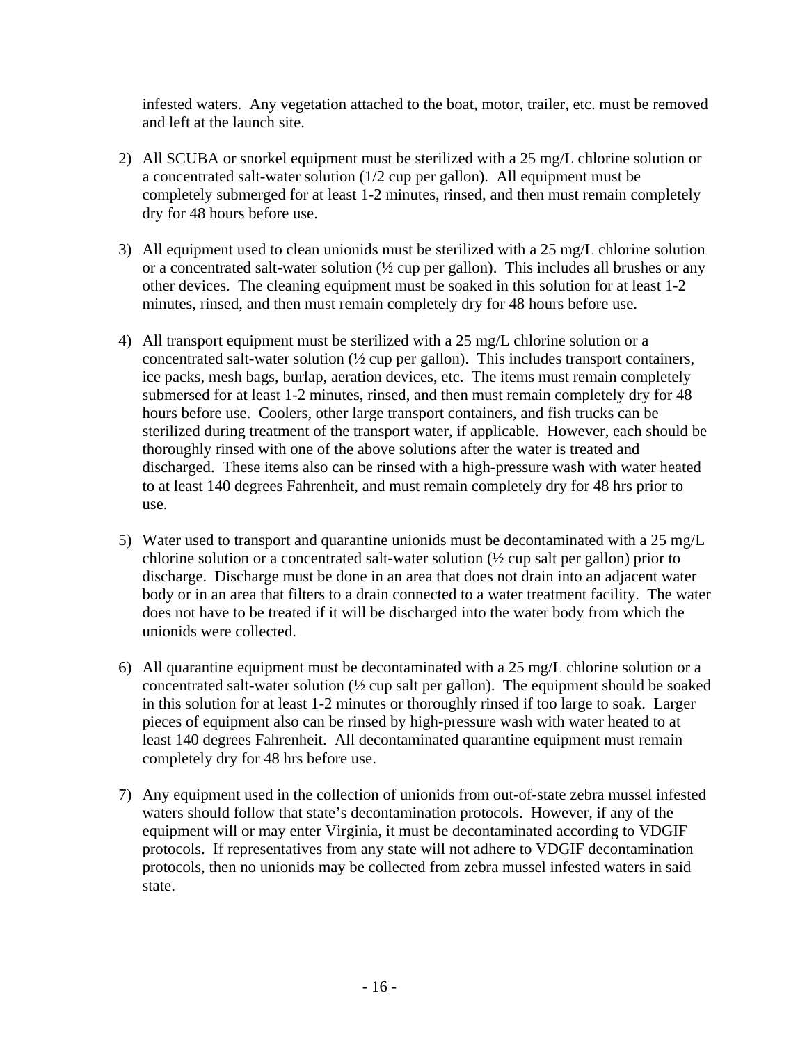infested waters. Any vegetation attached to the boat, motor, trailer, etc. must be removed and left at the launch site.

2) All SCUBA or snorkel equipment must be sterilized with a 25 mg/L chlorine solution or a concentrated salt-water solution (1/2 cup per gallon). All equipment must be completely submerged for at least 1-2 minutes, rinsed, and then must remain completely dry for 48 hours before use.

3) All equipment used to clean unionids must be sterilized with a 25 mg/L chlorine solution or a concentrated salt-water solution (½ cup per gallon). This includes all brushes or any other devices. The cleaning equipment must be soaked in this solution for at least 1-2 minutes, rinsed, and then must remain completely dry for 48 hours before use.

4) All transport equipment must be sterilized with a 25 mg/L chlorine solution or a concentrated salt-water solution (½ cup per gallon). This includes transport containers, ice packs, mesh bags, burlap, aeration devices, etc. The items must remain completely submersed for at least 1-2 minutes, rinsed, and then must remain completely dry for 48 hours before use. Coolers, other large transport containers, and fish trucks can be sterilized during treatment of the transport water, if applicable. However, each should be thoroughly rinsed with one of the above solutions after the water is treated and discharged. These items also can be rinsed with a high-pressure wash with water heated to at least 140 degrees Fahrenheit, and must remain completely dry for 48 hrs prior to use.

5) Water used to transport and quarantine unionids must be decontaminated with a 25 mg/L chlorine solution or a concentrated salt-water solution (½ cup salt per gallon) prior to discharge. Discharge must be done in an area that does not drain into an adjacent water body or in an area that filters to a drain connected to a water treatment facility. The water does not have to be treated if it will be discharged into the water body from which the unionids were collected.

6) All quarantine equipment must be decontaminated with a 25 mg/L chlorine solution or a concentrated salt-water solution (½ cup salt per gallon). The equipment should be soaked in this solution for at least 1-2 minutes or thoroughly rinsed if too large to soak. Larger pieces of equipment also can be rinsed by high-pressure wash with water heated to at least 140 degrees Fahrenheit. All decontaminated quarantine equipment must remain completely dry for 48 hrs before use.

7) Any equipment used in the collection of unionids from out-of-state zebra mussel infested waters should follow that state's decontamination protocols. However, if any of the equipment will or may enter Virginia, it must be decontaminated according to VDGIF protocols. If representatives from any state will not adhere to VDGIF decontamination protocols, then no unionids may be collected from zebra mussel infested waters in said state.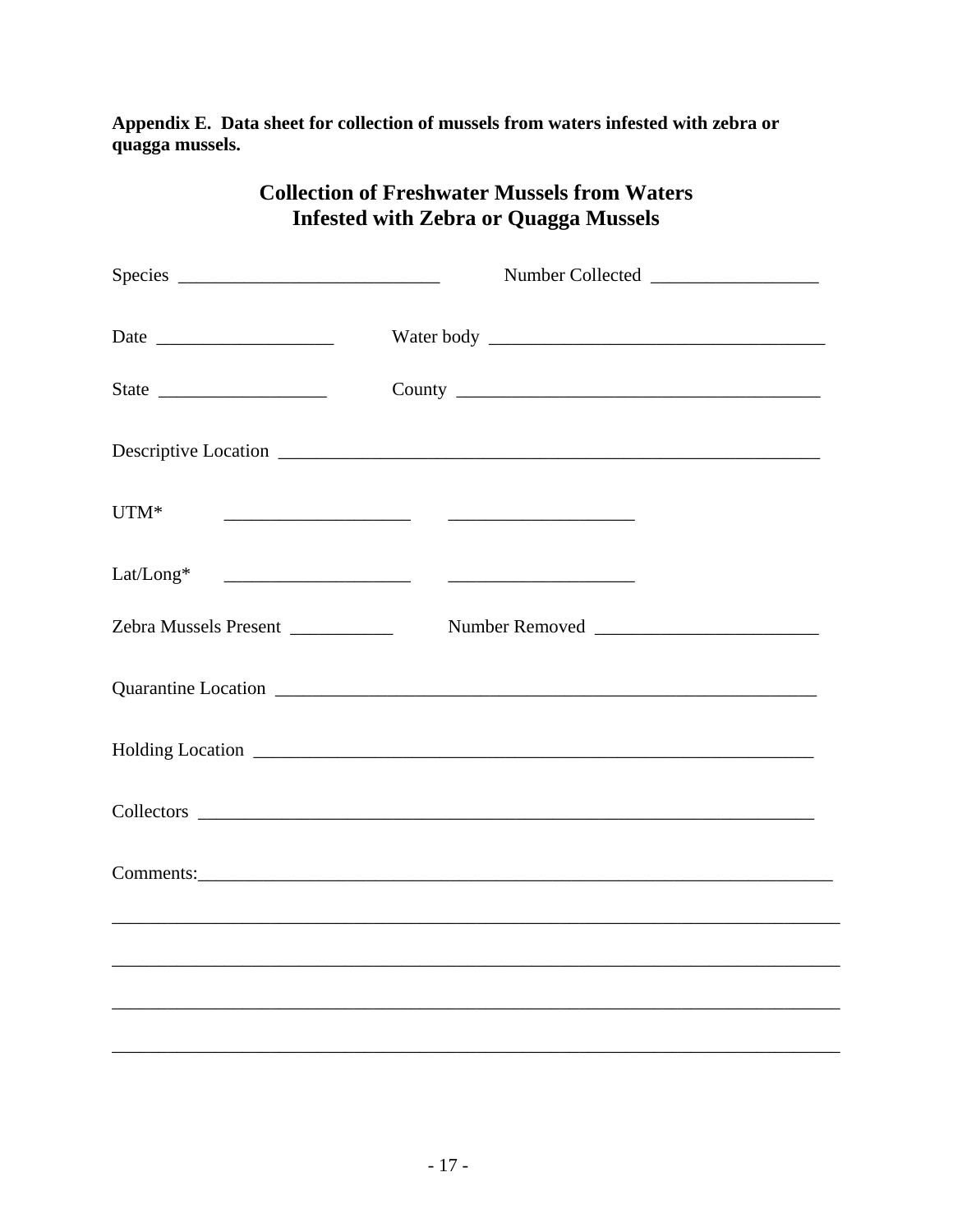**Appendix E. Data sheet for collection of mussels from waters infested with zebra or quagga mussels.**

## Collection of Freshwater Mussels from Waters Infested with Zebra or Quagga Mussels

Species ____________________________ Number Collected __________________

Date ___________________ Water body ____________________________________

State __________________ County ______________________________________

Descriptive Location ___________________________________________________________

UTM* ____________________ ____________________

Lat/Long* ____________________ ____________________

Zebra Mussels Present ___________ Number Removed ________________________

Quarantine Location ____________________________________________________________

Holding Location _______________________________________________________________

Collectors ____________________________________________________________________

Comments:_____________________________________________________________________

______________________________________________________________________________

______________________________________________________________________________

______________________________________________________________________________

______________________________________________________________________________